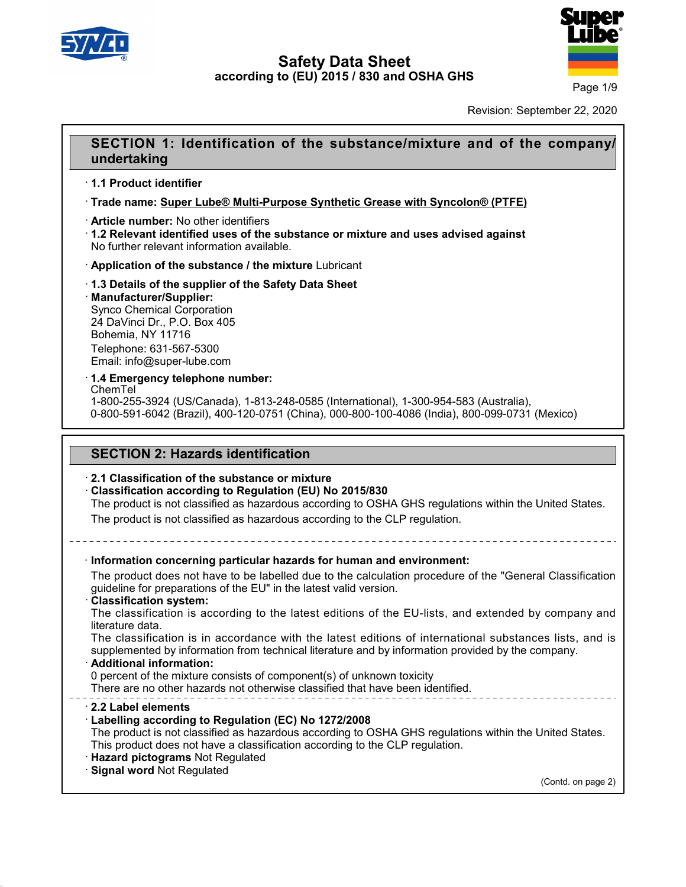# Safety Data Sheet
according to (EU) 2015 / 830 and OSHA GHS

Revision: September 22, 2020

## SECTION 1: Identification of the substance/mixture and of the company/undertaking

· **1.1 Product identifier**

· **Trade name: Super Lube® Multi-Purpose Synthetic Grease with Syncolon® (PTFE)**

· **Article number:** No other identifiers

· **1.2 Relevant identified uses of the substance or mixture and uses advised against**
No further relevant information available.

· **Application of the substance / the mixture** Lubricant

· **1.3 Details of the supplier of the Safety Data Sheet**

· **Manufacturer/Supplier:**
Synco Chemical Corporation
24 DaVinci Dr., P.O. Box 405
Bohemia, NY 11716
Telephone: 631-567-5300
Email: info@super-lube.com

· **1.4 Emergency telephone number:**
ChemTel
1-800-255-3924 (US/Canada), 1-813-248-0585 (International), 1-300-954-583 (Australia), 0-800-591-6042 (Brazil), 400-120-0751 (China), 000-800-100-4086 (India), 800-099-0731 (Mexico)

## SECTION 2: Hazards identification

· **2.1 Classification of the substance or mixture**

· **Classification according to Regulation (EU) No 2015/830**
The product is not classified as hazardous according to OSHA GHS regulations within the United States.
The product is not classified as hazardous according to the CLP regulation.

---

· **Information concerning particular hazards for human and environment:**
The product does not have to be labelled due to the calculation procedure of the "General Classification guideline for preparations of the EU" in the latest valid version.

· **Classification system:**
The classification is according to the latest editions of the EU-lists, and extended by company and literature data.
The classification is in accordance with the latest editions of international substances lists, and is supplemented by information from technical literature and by information provided by the company.

· **Additional information:**
0 percent of the mixture consists of component(s) of unknown toxicity
There are no other hazards not otherwise classified that have been identified.

---

· **2.2 Label elements**

· **Labelling according to Regulation (EC) No 1272/2008**
The product is not classified as hazardous according to OSHA GHS regulations within the United States.
This product does not have a classification according to the CLP regulation.

· **Hazard pictograms** Not Regulated

· **Signal word** Not Regulated

(Contd. on page 2)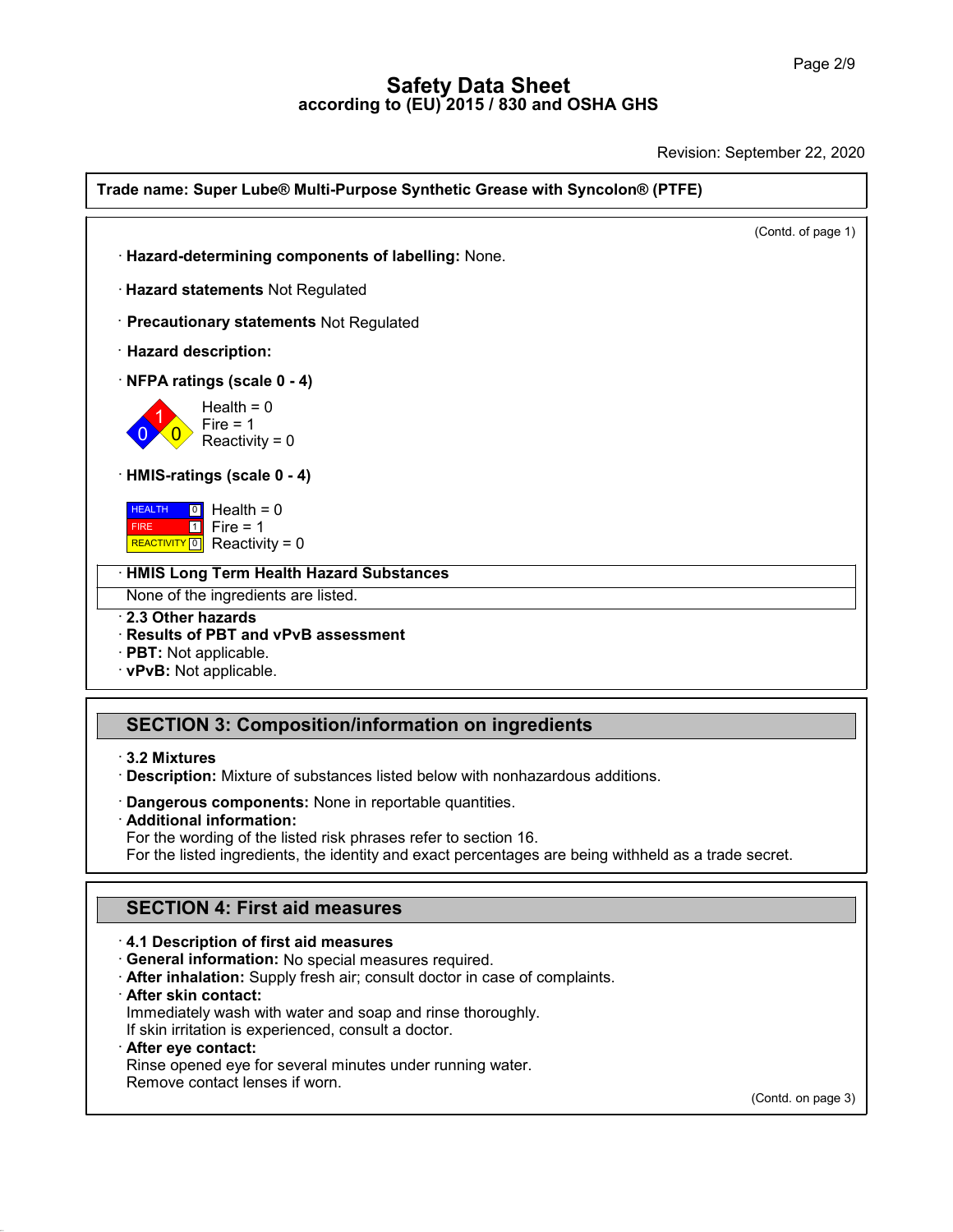# Safety Data Sheet
## according to (EU) 2015 / 830 and OSHA GHS

Revision: September 22, 2020

**Trade name: Super Lube® Multi-Purpose Synthetic Grease with Syncolon® (PTFE)**

(Contd. of page 1)

· **Hazard-determining components of labelling:** None.

· **Hazard statements** Not Regulated

· **Precautionary statements** Not Regulated

· **Hazard description:**

· **NFPA ratings (scale 0 - 4)**

Health = 0
Fire = 1
Reactivity = 0

· **HMIS-ratings (scale 0 - 4)**

| | | |
|---|---|---|
| HEALTH | 0 | Health = 0 |
| FIRE | 1 | Fire = 1 |
| REACTIVITY | 0 | Reactivity = 0 |

| · **HMIS Long Term Health Hazard Substances** |
|---|
| None of the ingredients are listed. |

· **2.3 Other hazards**
· **Results of PBT and vPvB assessment**
· **PBT:** Not applicable.
· **vPvB:** Not applicable.

## SECTION 3: Composition/information on ingredients

· **3.2 Mixtures**
· **Description:** Mixture of substances listed below with nonhazardous additions.

· **Dangerous components:** None in reportable quantities.
· **Additional information:**
For the wording of the listed risk phrases refer to section 16.
For the listed ingredients, the identity and exact percentages are being withheld as a trade secret.

## SECTION 4: First aid measures

· **4.1 Description of first aid measures**
· **General information:** No special measures required.
· **After inhalation:** Supply fresh air; consult doctor in case of complaints.
· **After skin contact:**
Immediately wash with water and soap and rinse thoroughly.
If skin irritation is experienced, consult a doctor.
· **After eye contact:**
Rinse opened eye for several minutes under running water.
Remove contact lenses if worn.

(Contd. on page 3)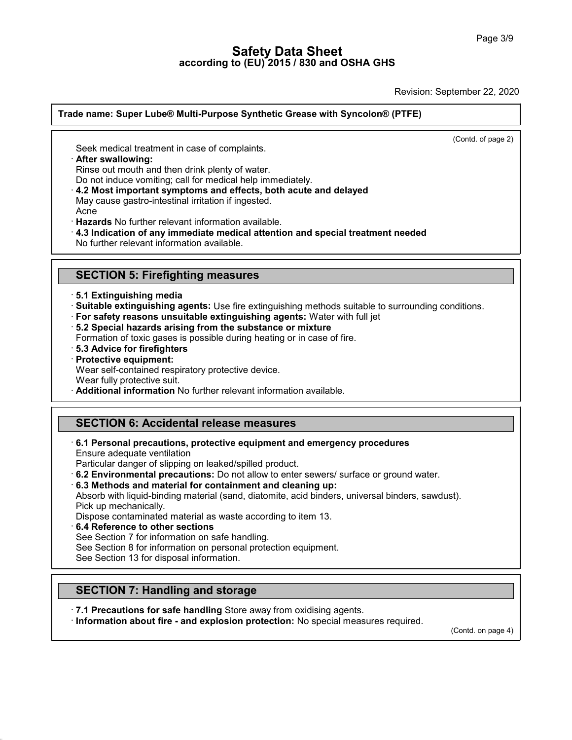**Trade name: Super Lube® Multi-Purpose Synthetic Grease with Syncolon® (PTFE)**

(Contd. of page 2)

Seek medical treatment in case of complaints.

· **After swallowing:**
Rinse out mouth and then drink plenty of water.
Do not induce vomiting; call for medical help immediately.

· **4.2 Most important symptoms and effects, both acute and delayed**
May cause gastro-intestinal irritation if ingested.
Acne

· **Hazards** No further relevant information available.

· **4.3 Indication of any immediate medical attention and special treatment needed**
No further relevant information available.

## SECTION 5: Firefighting measures

· **5.1 Extinguishing media**

· **Suitable extinguishing agents:** Use fire extinguishing methods suitable to surrounding conditions.

· **For safety reasons unsuitable extinguishing agents:** Water with full jet

· **5.2 Special hazards arising from the substance or mixture**
Formation of toxic gases is possible during heating or in case of fire.

· **5.3 Advice for firefighters**

· **Protective equipment:**
Wear self-contained respiratory protective device.
Wear fully protective suit.

· **Additional information** No further relevant information available.

## SECTION 6: Accidental release measures

· **6.1 Personal precautions, protective equipment and emergency procedures**
Ensure adequate ventilation
Particular danger of slipping on leaked/spilled product.

· **6.2 Environmental precautions:** Do not allow to enter sewers/ surface or ground water.

· **6.3 Methods and material for containment and cleaning up:**
Absorb with liquid-binding material (sand, diatomite, acid binders, universal binders, sawdust).
Pick up mechanically.
Dispose contaminated material as waste according to item 13.

· **6.4 Reference to other sections**
See Section 7 for information on safe handling.
See Section 8 for information on personal protection equipment.
See Section 13 for disposal information.

## SECTION 7: Handling and storage

· **7.1 Precautions for safe handling** Store away from oxidising agents.

· **Information about fire - and explosion protection:** No special measures required.

(Contd. on page 4)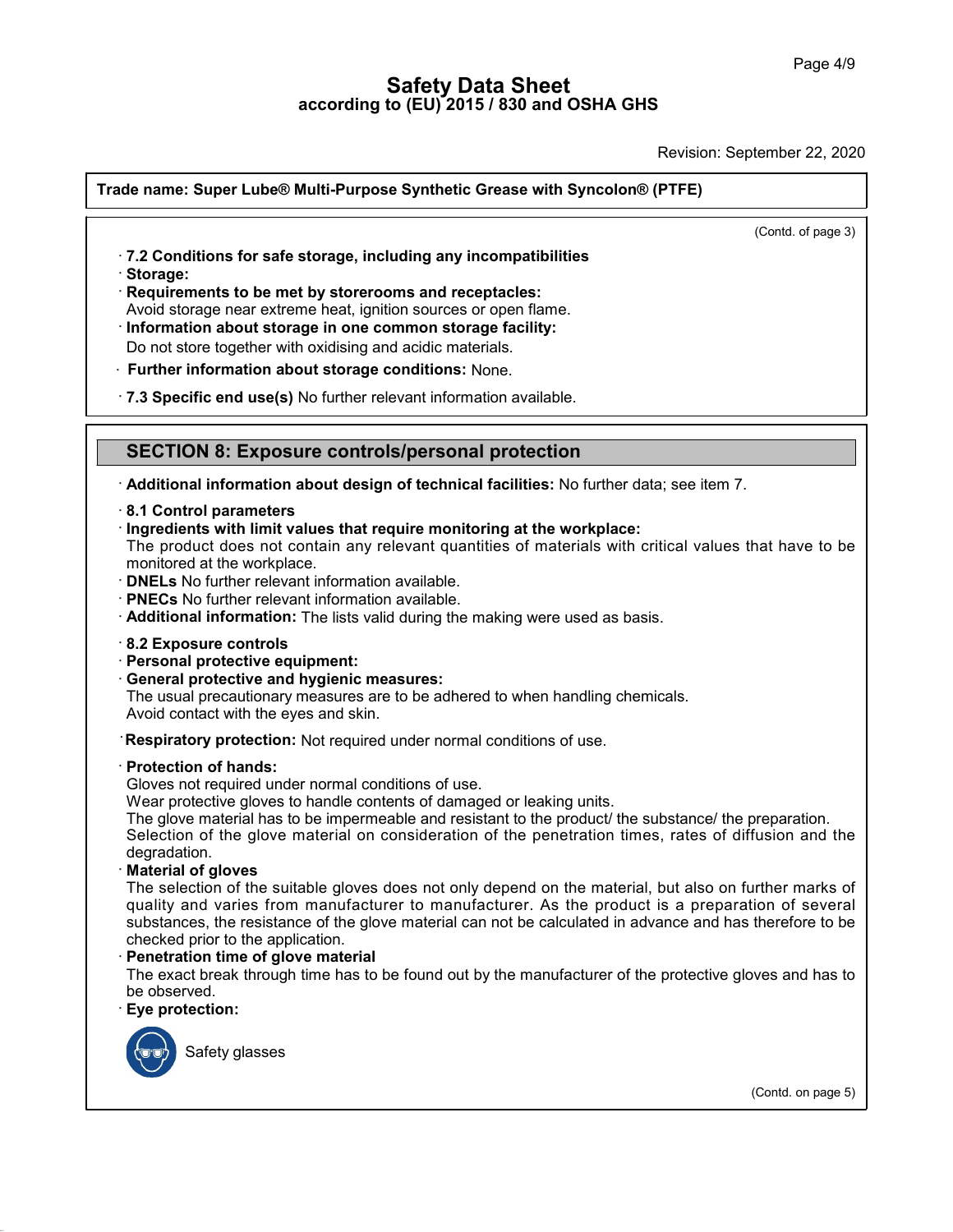# Safety Data Sheet
## according to (EU) 2015 / 830 and OSHA GHS

Revision: September 22, 2020

**Trade name: Super Lube® Multi-Purpose Synthetic Grease with Syncolon® (PTFE)**

(Contd. of page 3)

· **7.2 Conditions for safe storage, including any incompatibilities**
· **Storage:**
· **Requirements to be met by storerooms and receptacles:**
Avoid storage near extreme heat, ignition sources or open flame.
· **Information about storage in one common storage facility:**
Do not store together with oxidising and acidic materials.
· **Further information about storage conditions:** None.

· **7.3 Specific end use(s)** No further relevant information available.

## SECTION 8: Exposure controls/personal protection

· **Additional information about design of technical facilities:** No further data; see item 7.

· **8.1 Control parameters**
· **Ingredients with limit values that require monitoring at the workplace:**
The product does not contain any relevant quantities of materials with critical values that have to be monitored at the workplace.
· **DNELs** No further relevant information available.
· **PNECs** No further relevant information available.
· **Additional information:** The lists valid during the making were used as basis.

· **8.2 Exposure controls**
· **Personal protective equipment:**
· **General protective and hygienic measures:**
The usual precautionary measures are to be adhered to when handling chemicals.
Avoid contact with the eyes and skin.

· **Respiratory protection:** Not required under normal conditions of use.

· **Protection of hands:**
Gloves not required under normal conditions of use.
Wear protective gloves to handle contents of damaged or leaking units.
The glove material has to be impermeable and resistant to the product/ the substance/ the preparation.
Selection of the glove material on consideration of the penetration times, rates of diffusion and the degradation.
· **Material of gloves**
The selection of the suitable gloves does not only depend on the material, but also on further marks of quality and varies from manufacturer to manufacturer. As the product is a preparation of several substances, the resistance of the glove material can not be calculated in advance and has therefore to be checked prior to the application.
· **Penetration time of glove material**
The exact break through time has to be found out by the manufacturer of the protective gloves and has to be observed.
· **Eye protection:**

Safety glasses

(Contd. on page 5)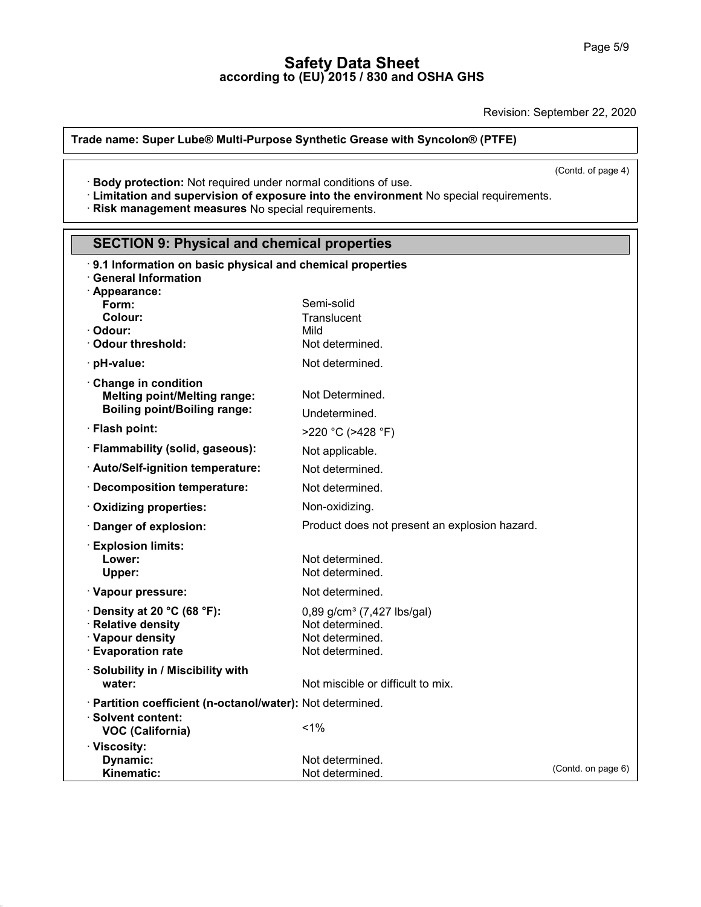# Safety Data Sheet
## according to (EU) 2015 / 830 and OSHA GHS

Revision: September 22, 2020

**Trade name: Super Lube® Multi-Purpose Synthetic Grease with Syncolon® (PTFE)**

(Contd. of page 4)

· **Body protection:** Not required under normal conditions of use.
· **Limitation and supervision of exposure into the environment** No special requirements.
· **Risk management measures** No special requirements.

## SECTION 9: Physical and chemical properties

· **9.1 Information on basic physical and chemical properties**
· **General Information**

| Property | Value |
|---|---|
| · **Appearance:** | |
| **Form:** | Semi-solid |
| **Colour:** | Translucent |
| · **Odour:** | Mild |
| · **Odour threshold:** | Not determined. |
| · **pH-value:** | Not determined. |
| · **Change in condition** | |
| **Melting point/Melting range:** | Not Determined. |
| **Boiling point/Boiling range:** | Undetermined. |
| · **Flash point:** | >220 °C (>428 °F) |
| · **Flammability (solid, gaseous):** | Not applicable. |
| · **Auto/Self-ignition temperature:** | Not determined. |
| · **Decomposition temperature:** | Not determined. |
| · **Oxidizing properties:** | Non-oxidizing. |
| · **Danger of explosion:** | Product does not present an explosion hazard. |
| · **Explosion limits:** | |
| **Lower:** | Not determined. |
| **Upper:** | Not determined. |
| · **Vapour pressure:** | Not determined. |
| · **Density at 20 °C (68 °F):** | 0,89 g/cm³ (7,427 lbs/gal) |
| · **Relative density** | Not determined. |
| · **Vapour density** | Not determined. |
| · **Evaporation rate** | Not determined. |
| · **Solubility in / Miscibility with water:** | Not miscible or difficult to mix. |
| · **Partition coefficient (n-octanol/water):** | Not determined. |
| · **Solvent content:** | |
| **VOC (California)** | <1% |
| · **Viscosity:** | |
| **Dynamic:** | Not determined. |
| **Kinematic:** | Not determined. |

(Contd. on page 6)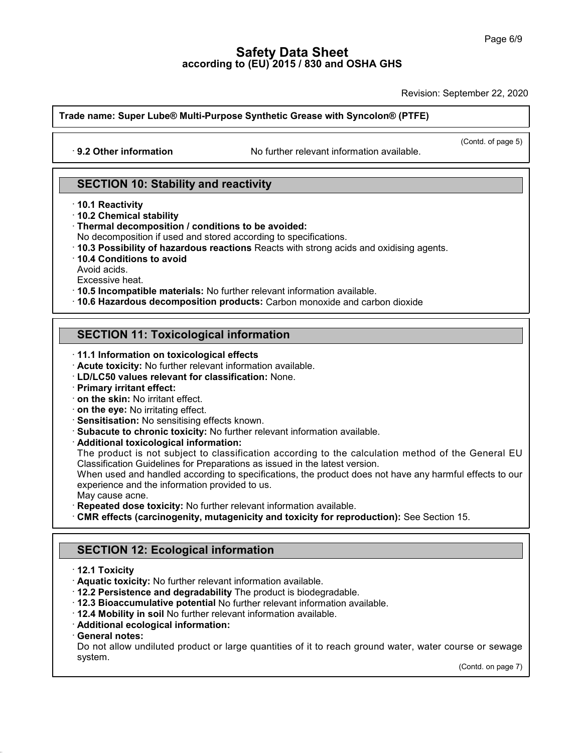Trade name: Super Lube® Multi-Purpose Synthetic Grease with Syncolon® (PTFE)

(Contd. of page 5)

· **9.2 Other information** No further relevant information available.

## SECTION 10: Stability and reactivity

· **10.1 Reactivity**
· **10.2 Chemical stability**
· **Thermal decomposition / conditions to be avoided:**
No decomposition if used and stored according to specifications.
· **10.3 Possibility of hazardous reactions** Reacts with strong acids and oxidising agents.
· **10.4 Conditions to avoid**
Avoid acids.
Excessive heat.
· **10.5 Incompatible materials:** No further relevant information available.
· **10.6 Hazardous decomposition products:** Carbon monoxide and carbon dioxide

## SECTION 11: Toxicological information

· **11.1 Information on toxicological effects**
· **Acute toxicity:** No further relevant information available.
· **LD/LC50 values relevant for classification:** None.
· **Primary irritant effect:**
· **on the skin:** No irritant effect.
· **on the eye:** No irritating effect.
· **Sensitisation:** No sensitising effects known.
· **Subacute to chronic toxicity:** No further relevant information available.
· **Additional toxicological information:**
The product is not subject to classification according to the calculation method of the General EU Classification Guidelines for Preparations as issued in the latest version.
When used and handled according to specifications, the product does not have any harmful effects to our experience and the information provided to us.
May cause acne.
· **Repeated dose toxicity:** No further relevant information available.
· **CMR effects (carcinogenity, mutagenicity and toxicity for reproduction):** See Section 15.

## SECTION 12: Ecological information

· **12.1 Toxicity**
· **Aquatic toxicity:** No further relevant information available.
· **12.2 Persistence and degradability** The product is biodegradable.
· **12.3 Bioaccumulative potential** No further relevant information available.
· **12.4 Mobility in soil** No further relevant information available.
· **Additional ecological information:**
· **General notes:**
Do not allow undiluted product or large quantities of it to reach ground water, water course or sewage system.

(Contd. on page 7)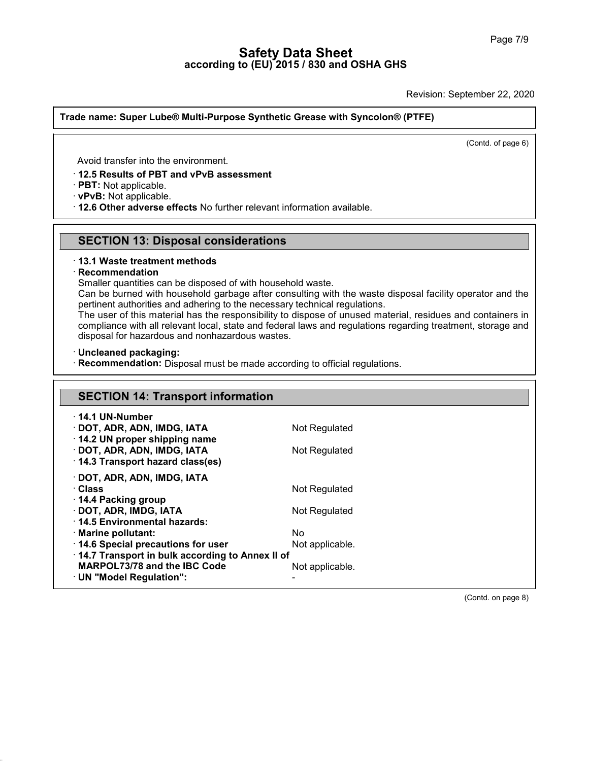(Contd. of page 6)

Avoid transfer into the environment.

· **12.5 Results of PBT and vPvB assessment**
· **PBT:** Not applicable.
· **vPvB:** Not applicable.
· **12.6 Other adverse effects** No further relevant information available.

## SECTION 13: Disposal considerations

· **13.1 Waste treatment methods**
· **Recommendation**
Smaller quantities can be disposed of with household waste.
Can be burned with household garbage after consulting with the waste disposal facility operator and the pertinent authorities and adhering to the necessary technical regulations.
The user of this material has the responsibility to dispose of unused material, residues and containers in compliance with all relevant local, state and federal laws and regulations regarding treatment, storage and disposal for hazardous and nonhazardous wastes.

· **Uncleaned packaging:**
· **Recommendation:** Disposal must be made according to official regulations.

## SECTION 14: Transport information

· **14.1 UN-Number**
· **DOT, ADR, ADN, IMDG, IATA** Not Regulated
· **14.2 UN proper shipping name**
· **DOT, ADR, ADN, IMDG, IATA** Not Regulated
· **14.3 Transport hazard class(es)**

· **DOT, ADR, ADN, IMDG, IATA**
· **Class** Not Regulated
· **14.4 Packing group**
· **DOT, ADR, IMDG, IATA** Not Regulated
· **14.5 Environmental hazards:**
· **Marine pollutant:** No
· **14.6 Special precautions for user** Not applicable.
· **14.7 Transport in bulk according to Annex II of MARPOL73/78 and the IBC Code** Not applicable.
· **UN "Model Regulation":** -

(Contd. on page 8)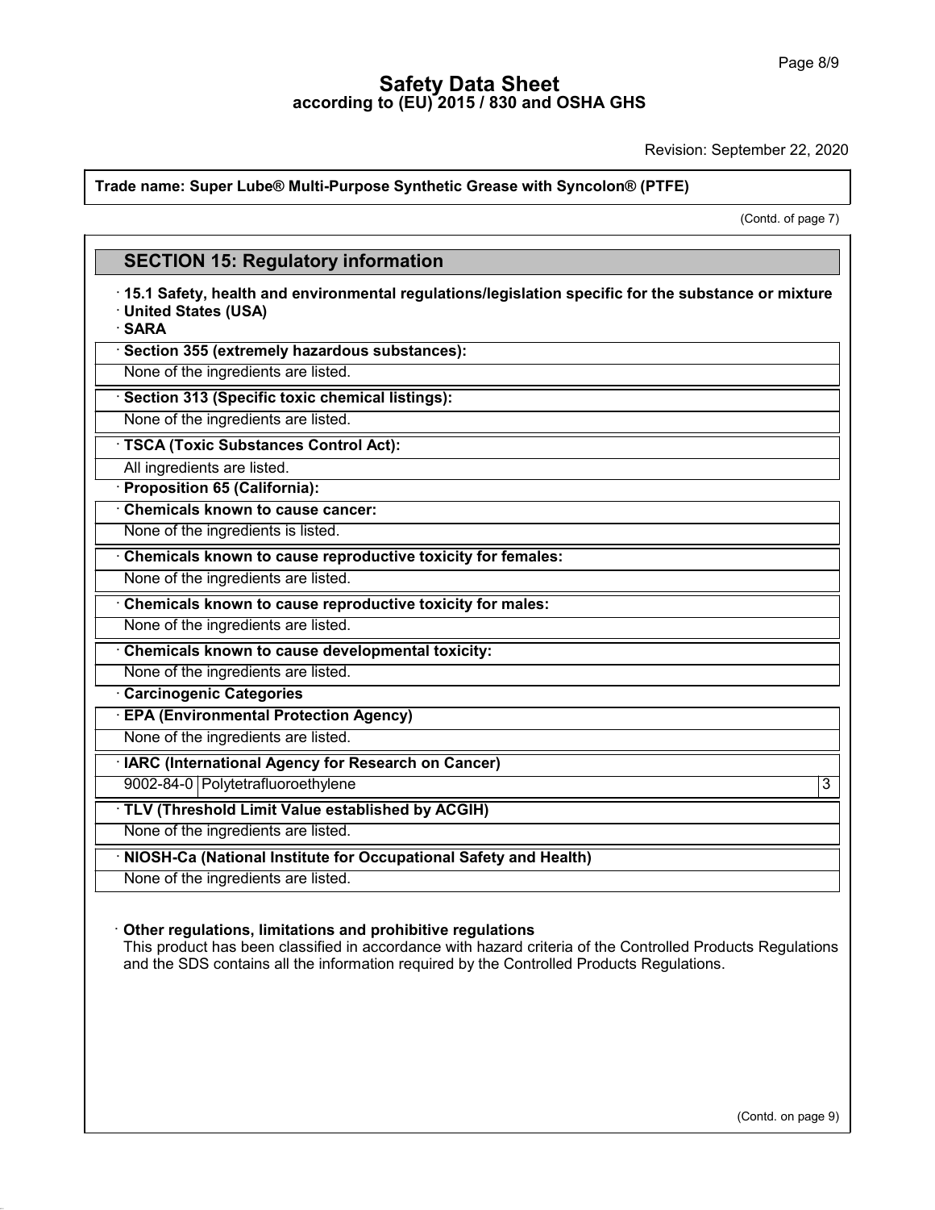# Safety Data Sheet
## according to (EU) 2015 / 830 and OSHA GHS

Revision: September 22, 2020

**Trade name: Super Lube® Multi-Purpose Synthetic Grease with Syncolon® (PTFE)**

(Contd. of page 7)

## SECTION 15: Regulatory information

· **15.1 Safety, health and environmental regulations/legislation specific for the substance or mixture**
· **United States (USA)**
· **SARA**

· **Section 355 (extremely hazardous substances):**

None of the ingredients are listed.

· **Section 313 (Specific toxic chemical listings):**

None of the ingredients are listed.

· **TSCA (Toxic Substances Control Act):**

All ingredients are listed.

· **Proposition 65 (California):**

· **Chemicals known to cause cancer:**

None of the ingredients is listed.

· **Chemicals known to cause reproductive toxicity for females:**

None of the ingredients are listed.

· **Chemicals known to cause reproductive toxicity for males:**

None of the ingredients are listed.

· **Chemicals known to cause developmental toxicity:**

None of the ingredients are listed.

· **Carcinogenic Categories**

· **EPA (Environmental Protection Agency)**

None of the ingredients are listed.

· **IARC (International Agency for Research on Cancer)**

| 9002-84-0 | Polytetrafluoroethylene | 3 |
|---|---|---|

· **TLV (Threshold Limit Value established by ACGIH)**

None of the ingredients are listed.

· **NIOSH-Ca (National Institute for Occupational Safety and Health)**

None of the ingredients are listed.

· **Other regulations, limitations and prohibitive regulations**
This product has been classified in accordance with hazard criteria of the Controlled Products Regulations and the SDS contains all the information required by the Controlled Products Regulations.

(Contd. on page 9)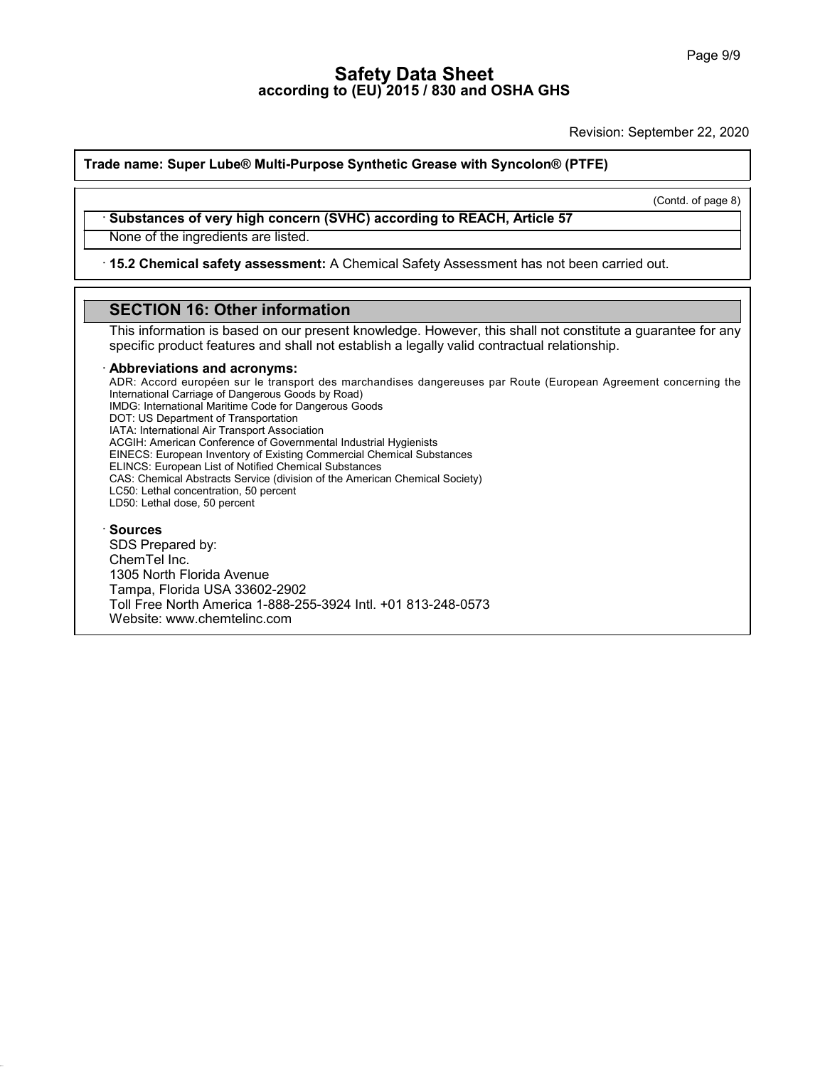(Contd. of page 8)

· **Substances of very high concern (SVHC) according to REACH, Article 57**

None of the ingredients are listed.

· **15.2 Chemical safety assessment:** A Chemical Safety Assessment has not been carried out.

## SECTION 16: Other information

This information is based on our present knowledge. However, this shall not constitute a guarantee for any specific product features and shall not establish a legally valid contractual relationship.

· **Abbreviations and acronyms:**

ADR: Accord européen sur le transport des marchandises dangereuses par Route (European Agreement concerning the International Carriage of Dangerous Goods by Road)
IMDG: International Maritime Code for Dangerous Goods
DOT: US Department of Transportation
IATA: International Air Transport Association
ACGIH: American Conference of Governmental Industrial Hygienists
EINECS: European Inventory of Existing Commercial Chemical Substances
ELINCS: European List of Notified Chemical Substances
CAS: Chemical Abstracts Service (division of the American Chemical Society)
LC50: Lethal concentration, 50 percent
LD50: Lethal dose, 50 percent

· **Sources**

SDS Prepared by:
ChemTel Inc.
1305 North Florida Avenue
Tampa, Florida USA 33602-2902
Toll Free North America 1-888-255-3924 Intl. +01 813-248-0573
Website: www.chemtelinc.com